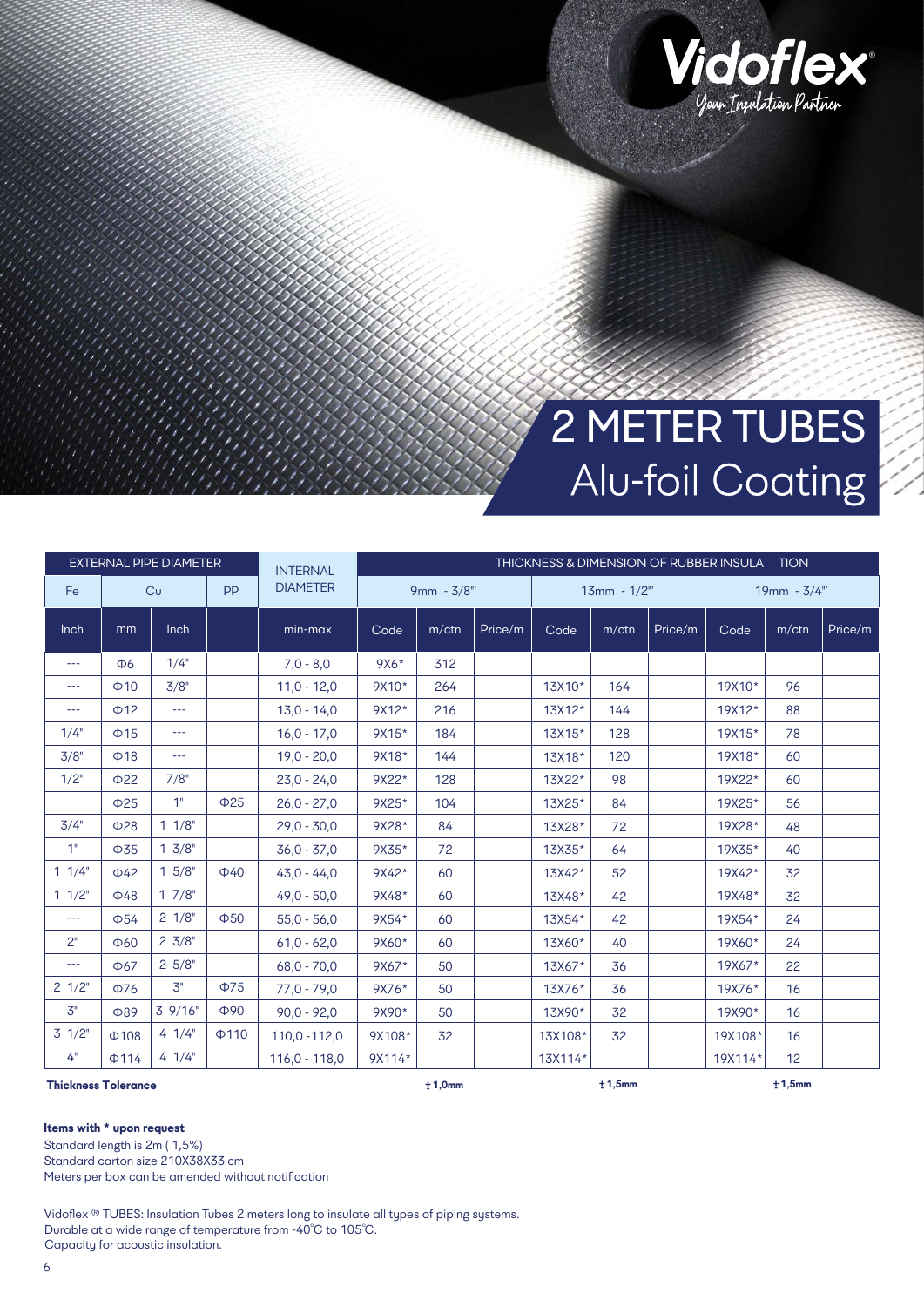Vidoflex®
Your Insulation Partner

# 2 METER TUBES
## Alu-foil Coating

| EXTERNAL PIPE DIAMETER | | | | INTERNAL DIAMETER | THICKNESS & DIMENSION OF RUBBER INSULATION | | | | | | | | |
|---|---|---|---|---|---|---|---|---|---|---|---|---|---|
| Fe | Cu | | PP | | 9mm - 3/8" | | | 13mm - 1/2" | | | 19mm - 3/4" | | |
| Inch | mm | Inch | | min-max | Code | m/ctn | Price/m | Code | m/ctn | Price/m | Code | m/ctn | Price/m |
| --- | Φ6 | 1/4" | | 7,0 - 8,0 | 9X6* | 312 | | | | | | | |
| --- | Φ10 | 3/8" | | 11,0 - 12,0 | 9X10* | 264 | | 13X10* | 164 | | 19X10* | 96 | |
| --- | Φ12 | --- | | 13,0 - 14,0 | 9X12* | 216 | | 13X12* | 144 | | 19X12* | 88 | |
| 1/4" | Φ15 | --- | | 16,0 - 17,0 | 9X15* | 184 | | 13X15* | 128 | | 19X15* | 78 | |
| 3/8" | Φ18 | --- | | 19,0 - 20,0 | 9X18* | 144 | | 13X18* | 120 | | 19X18* | 60 | |
| 1/2" | Φ22 | 7/8" | | 23,0 - 24,0 | 9X22* | 128 | | 13X22* | 98 | | 19X22* | 60 | |
| | Φ25 | 1" | Φ25 | 26,0 - 27,0 | 9X25* | 104 | | 13X25* | 84 | | 19X25* | 56 | |
| 3/4" | Φ28 | 1 1/8" | | 29,0 - 30,0 | 9X28* | 84 | | 13X28* | 72 | | 19X28* | 48 | |
| 1" | Φ35 | 1 3/8" | | 36,0 - 37,0 | 9X35* | 72 | | 13X35* | 64 | | 19X35* | 40 | |
| 1 1/4" | Φ42 | 1 5/8" | Φ40 | 43,0 - 44,0 | 9X42* | 60 | | 13X42* | 52 | | 19X42* | 32 | |
| 1 1/2" | Φ48 | 1 7/8" | | 49,0 - 50,0 | 9X48* | 60 | | 13X48* | 42 | | 19X48* | 32 | |
| --- | Φ54 | 2 1/8" | Φ50 | 55,0 - 56,0 | 9X54* | 60 | | 13X54* | 42 | | 19X54* | 24 | |
| 2" | Φ60 | 2 3/8" | | 61,0 - 62,0 | 9X60* | 60 | | 13X60* | 40 | | 19X60* | 24 | |
| --- | Φ67 | 2 5/8" | | 68,0 - 70,0 | 9X67* | 50 | | 13X67* | 36 | | 19X67* | 22 | |
| 2 1/2" | Φ76 | 3" | Φ75 | 77,0 - 79,0 | 9X76* | 50 | | 13X76* | 36 | | 19X76* | 16 | |
| 3" | Φ89 | 3 9/16" | Φ90 | 90,0 - 92,0 | 9X90* | 50 | | 13X90* | 32 | | 19X90* | 16 | |
| 3 1/2" | Φ108 | 4 1/4" | Φ110 | 110,0 -112,0 | 9X108* | 32 | | 13X108* | 32 | | 19X108* | 16 | |
| 4" | Φ114 | 4 1/4" | | 116,0 - 118,0 | 9X114* | | | 13X114* | | | 19X114* | 12 | |
| **Thickness Tolerance** | | | | | | **±1,0mm** | | | **±1,5mm** | | | **±1,5mm** | |

**Items with * upon request**
Standard length is 2m ( 1,5%)
Standard carton size 210X38X33 cm
Meters per box can be amended without notification

Vidoflex ® TUBES: Insulation Tubes 2 meters long to insulate all types of piping systems.
Durable at a wide range of temperature from -40°C to 105°C.
Capacity for acoustic insulation.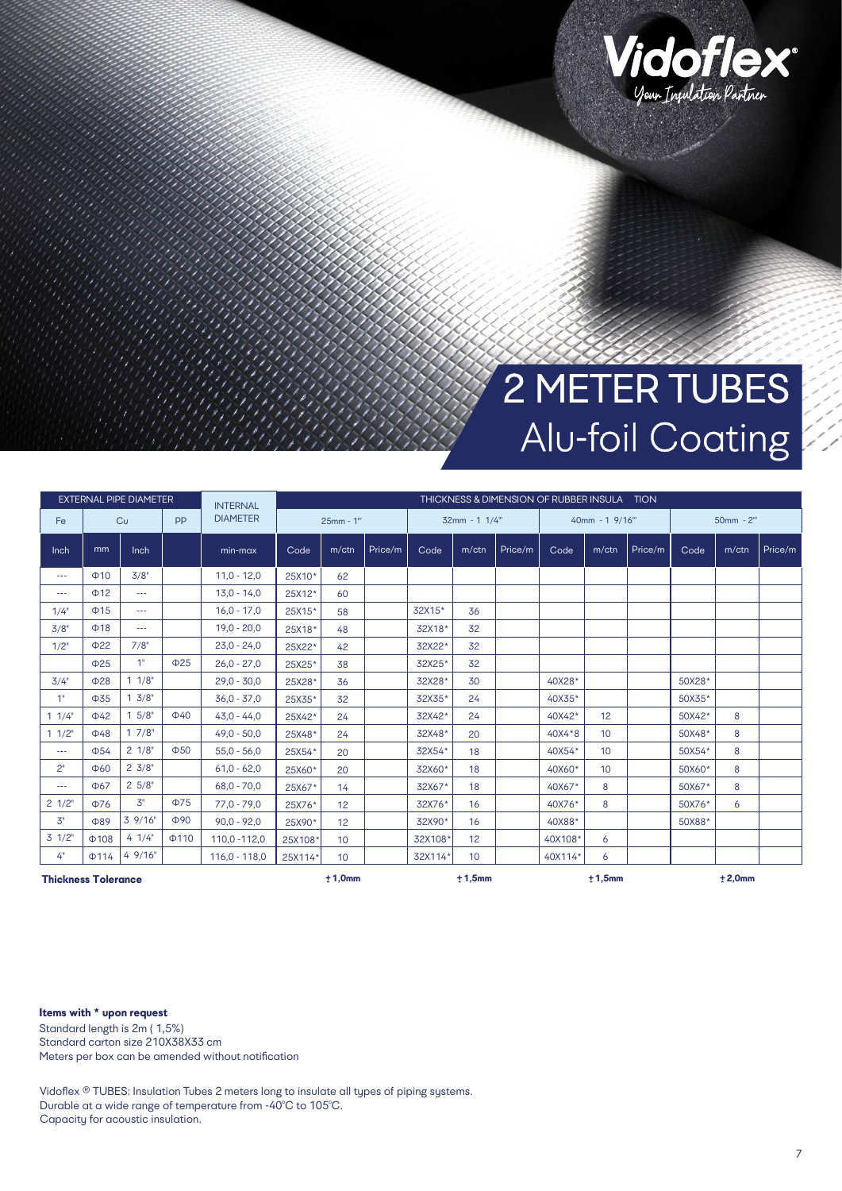Vidoflex®
Your Insulation Partner

# 2 METER TUBES
## Alu-foil Coating

| EXTERNAL PIPE DIAMETER | | | | INTERNAL DIAMETER | THICKNESS & DIMENSION OF RUBBER INSULATION | | | | | | | | | | | |
|---|---|---|---|---|---|---|---|---|---|---|---|---|---|---|---|---|
| Fe | Cu | | PP | | 25mm - 1" | | | 32mm - 1 1/4" | | | 40mm - 1 9/16" | | | 50mm - 2" | | |
| Inch | mm | Inch | | min-max | Code | m/ctn | Price/m | Code | m/ctn | Price/m | Code | m/ctn | Price/m | Code | m/ctn | Price/m |
| --- | Φ10 | 3/8" | | 11,0 - 12,0 | 25X10* | 62 | | | | | | | | | | |
| --- | Φ12 | --- | | 13,0 - 14,0 | 25X12* | 60 | | | | | | | | | | |
| 1/4" | Φ15 | --- | | 16,0 - 17,0 | 25X15* | 58 | | 32X15* | 36 | | | | | | | |
| 3/8" | Φ18 | --- | | 19,0 - 20,0 | 25X18* | 48 | | 32X18* | 32 | | | | | | | |
| 1/2" | Φ22 | 7/8" | | 23,0 - 24,0 | 25X22* | 42 | | 32X22* | 32 | | | | | | | |
| | Φ25 | 1" | Φ25 | 26,0 - 27,0 | 25X25* | 38 | | 32X25* | 32 | | | | | | | |
| 3/4" | Φ28 | 1 1/8" | | 29,0 - 30,0 | 25X28* | 36 | | 32X28* | 30 | | 40X28* | | | 50X28* | | |
| 1" | Φ35 | 1 3/8" | | 36,0 - 37,0 | 25X35* | 32 | | 32X35* | 24 | | 40X35* | | | 50X35* | | |
| 1 1/4" | Φ42 | 1 5/8" | Φ40 | 43,0 - 44,0 | 25X42* | 24 | | 32X42* | 24 | | 40X42* | 12 | | 50X42* | 8 | |
| 1 1/2" | Φ48 | 1 7/8" | | 49,0 - 50,0 | 25X48* | 24 | | 32X48* | 20 | | 40X4*8 | 10 | | 50X48* | 8 | |
| --- | Φ54 | 2 1/8" | Φ50 | 55,0 - 56,0 | 25X54* | 20 | | 32X54* | 18 | | 40X54* | 10 | | 50X54* | 8 | |
| 2" | Φ60 | 2 3/8" | | 61,0 - 62,0 | 25X60* | 20 | | 32X60* | 18 | | 40X60* | 10 | | 50X60* | 8 | |
| --- | Φ67 | 2 5/8" | | 68,0 - 70,0 | 25X67* | 14 | | 32X67* | 18 | | 40X67* | 8 | | 50X67* | 8 | |
| 2 1/2" | Φ76 | 3" | Φ75 | 77,0 - 79,0 | 25X76* | 12 | | 32X76* | 16 | | 40X76* | 8 | | 50X76* | 6 | |
| 3" | Φ89 | 3 9/16" | Φ90 | 90,0 - 92,0 | 25X90* | 12 | | 32X90* | 16 | | 40X88* | | | 50X88* | | |
| 3 1/2" | Φ108 | 4 1/4" | Φ110 | 110,0 -112,0 | 25X108* | 10 | | 32X108* | 12 | | 40X108* | 6 | | | | |
| 4" | Φ114 | 4 9/16" | | 116,0 - 118,0 | 25X114* | 10 | | 32X114* | 10 | | 40X114* | 6 | | | | |
| **Thickness Tolerance** | | | | | | ±1,0mm | | | ±1,5mm | | | ±1,5mm | | | ±2,0mm | |

**Items with * upon request**
Standard length is 2m ( 1,5%)
Standard carton size 210X38X33 cm
Meters per box can be amended without notification

Vidoflex ® TUBES: Insulation Tubes 2 meters long to insulate all types of piping systems.
Durable at a wide range of temperature from -40°C to 105°C.
Capacity for acoustic insulation.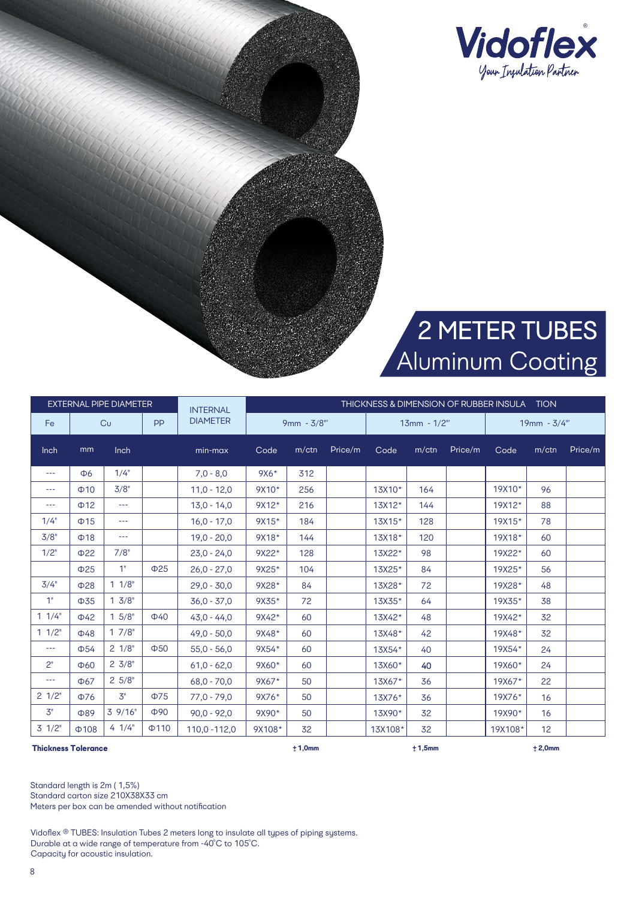Vidoflex®
*Your Insulation Partner*

# 2 METER TUBES
## Aluminum Coating

| EXTERNAL PIPE DIAMETER | | | | INTERNAL DIAMETER | THICKNESS & DIMENSION OF RUBBER INSULATION | | | | | | | | |
|---|---|---|---|---|---|---|---|---|---|---|---|---|---|
| Fe | Cu | | PP | | 9mm - 3/8" | | | 13mm - 1/2" | | | 19mm - 3/4" | | |
| Inch | mm | Inch | | min-max | Code | m/ctn | Price/m | Code | m/ctn | Price/m | Code | m/ctn | Price/m |
| --- | Φ6 | 1/4" | | 7,0 - 8,0 | 9X6* | 312 | | | | | | | |
| --- | Φ10 | 3/8" | | 11,0 - 12,0 | 9X10* | 256 | | 13X10* | 164 | | 19X10* | 96 | |
| --- | Φ12 | --- | | 13,0 - 14,0 | 9X12* | 216 | | 13X12* | 144 | | 19X12* | 88 | |
| 1/4" | Φ15 | --- | | 16,0 - 17,0 | 9X15* | 184 | | 13X15* | 128 | | 19X15* | 78 | |
| 3/8" | Φ18 | --- | | 19,0 - 20,0 | 9X18* | 144 | | 13X18* | 120 | | 19X18* | 60 | |
| 1/2" | Φ22 | 7/8" | | 23,0 - 24,0 | 9X22* | 128 | | 13X22* | 98 | | 19X22* | 60 | |
| | Φ25 | 1" | Φ25 | 26,0 - 27,0 | 9X25* | 104 | | 13X25* | 84 | | 19X25* | 56 | |
| 3/4" | Φ28 | 1 1/8" | | 29,0 - 30,0 | 9X28* | 84 | | 13X28* | 72 | | 19X28* | 48 | |
| 1" | Φ35 | 1 3/8" | | 36,0 - 37,0 | 9X35* | 72 | | 13X35* | 64 | | 19X35* | 38 | |
| 1 1/4" | Φ42 | 1 5/8" | Φ40 | 43,0 - 44,0 | 9X42* | 60 | | 13X42* | 48 | | 19X42* | 32 | |
| 1 1/2" | Φ48 | 1 7/8" | | 49,0 - 50,0 | 9X48* | 60 | | 13X48* | 42 | | 19X48* | 32 | |
| --- | Φ54 | 2 1/8" | Φ50 | 55,0 - 56,0 | 9X54* | 60 | | 13X54* | 40 | | 19X54* | 24 | |
| 2" | Φ60 | 2 3/8" | | 61,0 - 62,0 | 9X60* | 60 | | 13X60* | 40 | | 19X60* | 24 | |
| --- | Φ67 | 2 5/8" | | 68,0 - 70,0 | 9X67* | 50 | | 13X67* | 36 | | 19X67* | 22 | |
| 2 1/2" | Φ76 | 3" | Φ75 | 77,0 - 79,0 | 9X76* | 50 | | 13X76* | 36 | | 19X76* | 16 | |
| 3" | Φ89 | 3 9/16" | Φ90 | 90,0 - 92,0 | 9X90* | 50 | | 13X90* | 32 | | 19X90* | 16 | |
| 3 1/2" | Φ108 | 4 1/4" | Φ110 | 110,0 -112,0 | 9X108* | 32 | | 13X108* | 32 | | 19X108* | 12 | |
| **Thickness Tolerance** | | | | | | **±1,0mm** | | | **±1,5mm** | | | **±2,0mm** | |

Standard length is 2m ( 1,5%)
Standard carton size 210X38X33 cm
Meters per box can be amended without notification

Vidoflex ® TUBES: Insulation Tubes 2 meters long to insulate all types of piping systems.
Durable at a wide range of temperature from -40°C to 105°C.
Capacity for acoustic insulation.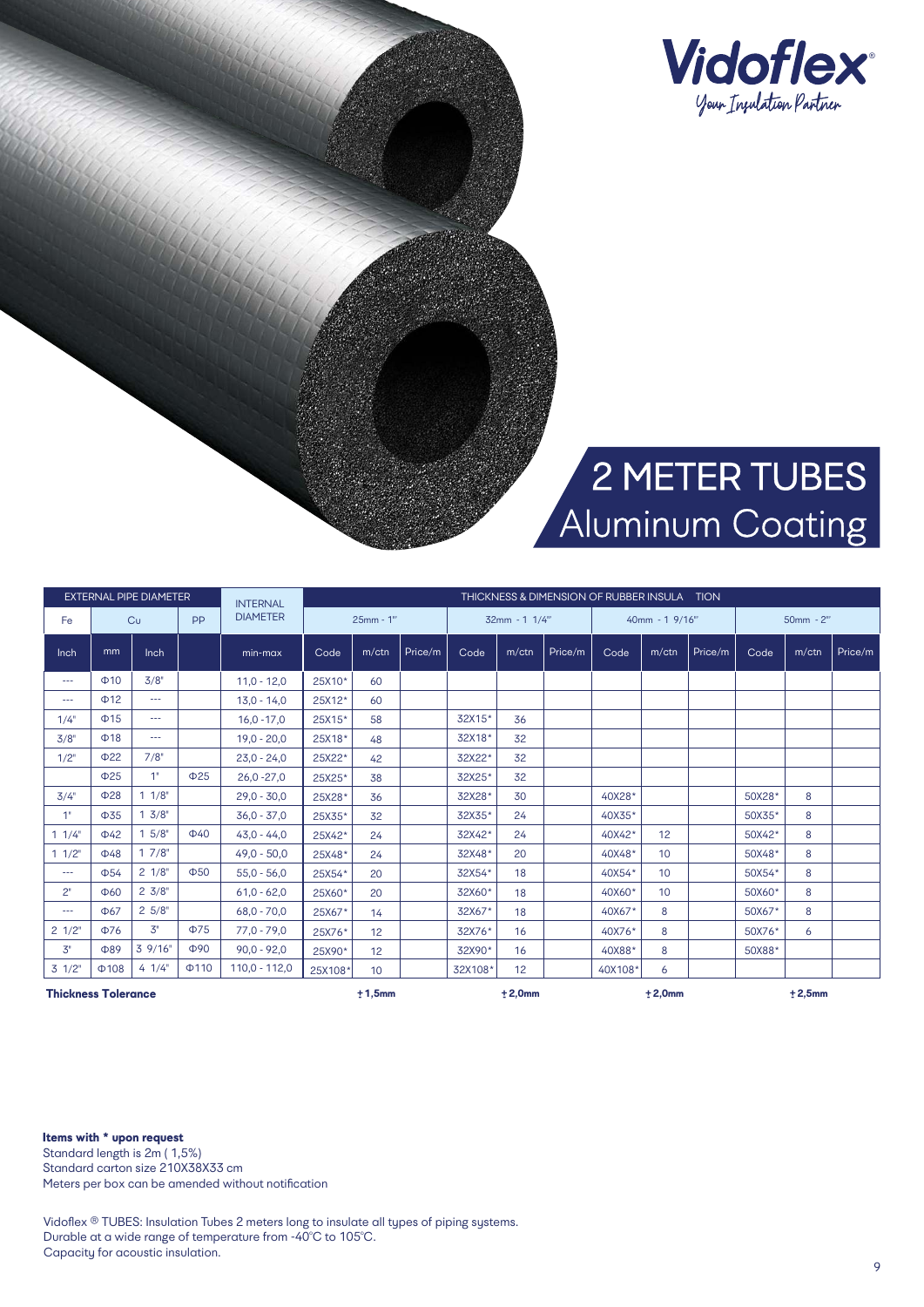# Vidoflex®

Your Insulation Partner

# 2 METER TUBES
## Aluminum Coating

| EXTERNAL PIPE DIAMETER | | | | INTERNAL DIAMETER | THICKNESS & DIMENSION OF RUBBER INSULA TION | | | | | | | | | | | |
|---|---|---|---|---|---|---|---|---|---|---|---|---|---|---|---|---|
| Fe | Cu | | PP | | 25mm - 1" | | | 32mm - 1 1/4" | | | 40mm - 1 9/16" | | | 50mm - 2" | | |
| Inch | mm | Inch | | min-max | Code | m/ctn | Price/m | Code | m/ctn | Price/m | Code | m/ctn | Price/m | Code | m/ctn | Price/m |
| --- | Φ10 | 3/8" | | 11,0 - 12,0 | 25X10* | 60 | | | | | | | | | | |
| --- | Φ12 | --- | | 13,0 - 14,0 | 25X12* | 60 | | | | | | | | | | |
| 1/4" | Φ15 | --- | | 16,0 -17,0 | 25X15* | 58 | | 32X15* | 36 | | | | | | | |
| 3/8" | Φ18 | --- | | 19,0 - 20,0 | 25X18* | 48 | | 32X18* | 32 | | | | | | | |
| 1/2" | Φ22 | 7/8" | | 23,0 - 24,0 | 25X22* | 42 | | 32X22* | 32 | | | | | | | |
| | Φ25 | 1" | Φ25 | 26,0 -27,0 | 25X25* | 38 | | 32X25* | 32 | | | | | | | |
| 3/4" | Φ28 | 1 1/8" | | 29,0 - 30,0 | 25X28* | 36 | | 32X28* | 30 | | 40X28* | | | 50X28* | 8 | |
| 1" | Φ35 | 1 3/8" | | 36,0 - 37,0 | 25X35* | 32 | | 32X35* | 24 | | 40X35* | | | 50X35* | 8 | |
| 1 1/4" | Φ42 | 1 5/8" | Φ40 | 43,0 - 44,0 | 25X42* | 24 | | 32X42* | 24 | | 40X42* | 12 | | 50X42* | 8 | |
| 1 1/2" | Φ48 | 1 7/8" | | 49,0 - 50,0 | 25X48* | 24 | | 32X48* | 20 | | 40X48* | 10 | | 50X48* | 8 | |
| --- | Φ54 | 2 1/8" | Φ50 | 55,0 - 56,0 | 25X54* | 20 | | 32X54* | 18 | | 40X54* | 10 | | 50X54* | 8 | |
| 2" | Φ60 | 2 3/8" | | 61,0 - 62,0 | 25X60* | 20 | | 32X60* | 18 | | 40X60* | 10 | | 50X60* | 8 | |
| --- | Φ67 | 2 5/8" | | 68,0 - 70,0 | 25X67* | 14 | | 32X67* | 18 | | 40X67* | 8 | | 50X67* | 8 | |
| 2 1/2" | Φ76 | 3" | Φ75 | 77,0 - 79,0 | 25X76* | 12 | | 32X76* | 16 | | 40X76* | 8 | | 50X76* | 6 | |
| 3" | Φ89 | 3 9/16" | Φ90 | 90,0 - 92,0 | 25X90* | 12 | | 32X90* | 16 | | 40X88* | 8 | | 50X88* | | |
| 3 1/2" | Φ108 | 4 1/4" | Φ110 | 110,0 - 112,0 | 25X108* | 10 | | 32X108* | 12 | | 40X108* | 6 | | | | |
| **Thickness Tolerance** | | | | | ±1,5mm | | | ±2,0mm | | | ±2,0mm | | | ±2,5mm | | |

**Items with * upon request**
Standard length is 2m ( 1,5%)
Standard carton size 210X38X33 cm
Meters per box can be amended without notification

Vidoflex ® TUBES: Insulation Tubes 2 meters long to insulate all types of piping systems.
Durable at a wide range of temperature from -40°C to 105°C.
Capacity for acoustic insulation.